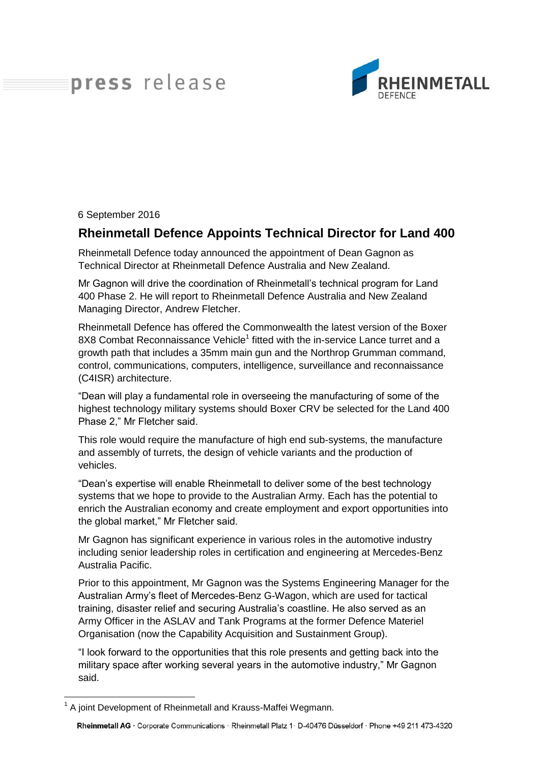press release

RHEINMETALL DEFENCE

6 September 2016

## Rheinmetall Defence Appoints Technical Director for Land 400

Rheinmetall Defence today announced the appointment of Dean Gagnon as Technical Director at Rheinmetall Defence Australia and New Zealand.

Mr Gagnon will drive the coordination of Rheinmetall's technical program for Land 400 Phase 2. He will report to Rheinmetall Defence Australia and New Zealand Managing Director, Andrew Fletcher.

Rheinmetall Defence has offered the Commonwealth the latest version of the Boxer 8X8 Combat Reconnaissance Vehicle[1] fitted with the in-service Lance turret and a growth path that includes a 35mm main gun and the Northrop Grumman command, control, communications, computers, intelligence, surveillance and reconnaissance (C4ISR) architecture.

"Dean will play a fundamental role in overseeing the manufacturing of some of the highest technology military systems should Boxer CRV be selected for the Land 400 Phase 2," Mr Fletcher said.

This role would require the manufacture of high end sub-systems, the manufacture and assembly of turrets, the design of vehicle variants and the production of vehicles.

"Dean's expertise will enable Rheinmetall to deliver some of the best technology systems that we hope to provide to the Australian Army. Each has the potential to enrich the Australian economy and create employment and export opportunities into the global market," Mr Fletcher said.

Mr Gagnon has significant experience in various roles in the automotive industry including senior leadership roles in certification and engineering at Mercedes-Benz Australia Pacific.

Prior to this appointment, Mr Gagnon was the Systems Engineering Manager for the Australian Army's fleet of Mercedes-Benz G-Wagon, which are used for tactical training, disaster relief and securing Australia's coastline. He also served as an Army Officer in the ASLAV and Tank Programs at the former Defence Materiel Organisation (now the Capability Acquisition and Sustainment Group).

"I look forward to the opportunities that this role presents and getting back into the military space after working several years in the automotive industry," Mr Gagnon said.

[1] A joint Development of Rheinmetall and Krauss-Maffei Wegmann.

**Rheinmetall AG** · Corporate Communications · Rheinmetall Platz 1· D-40476 Düsseldorf · Phone +49 211 473-4320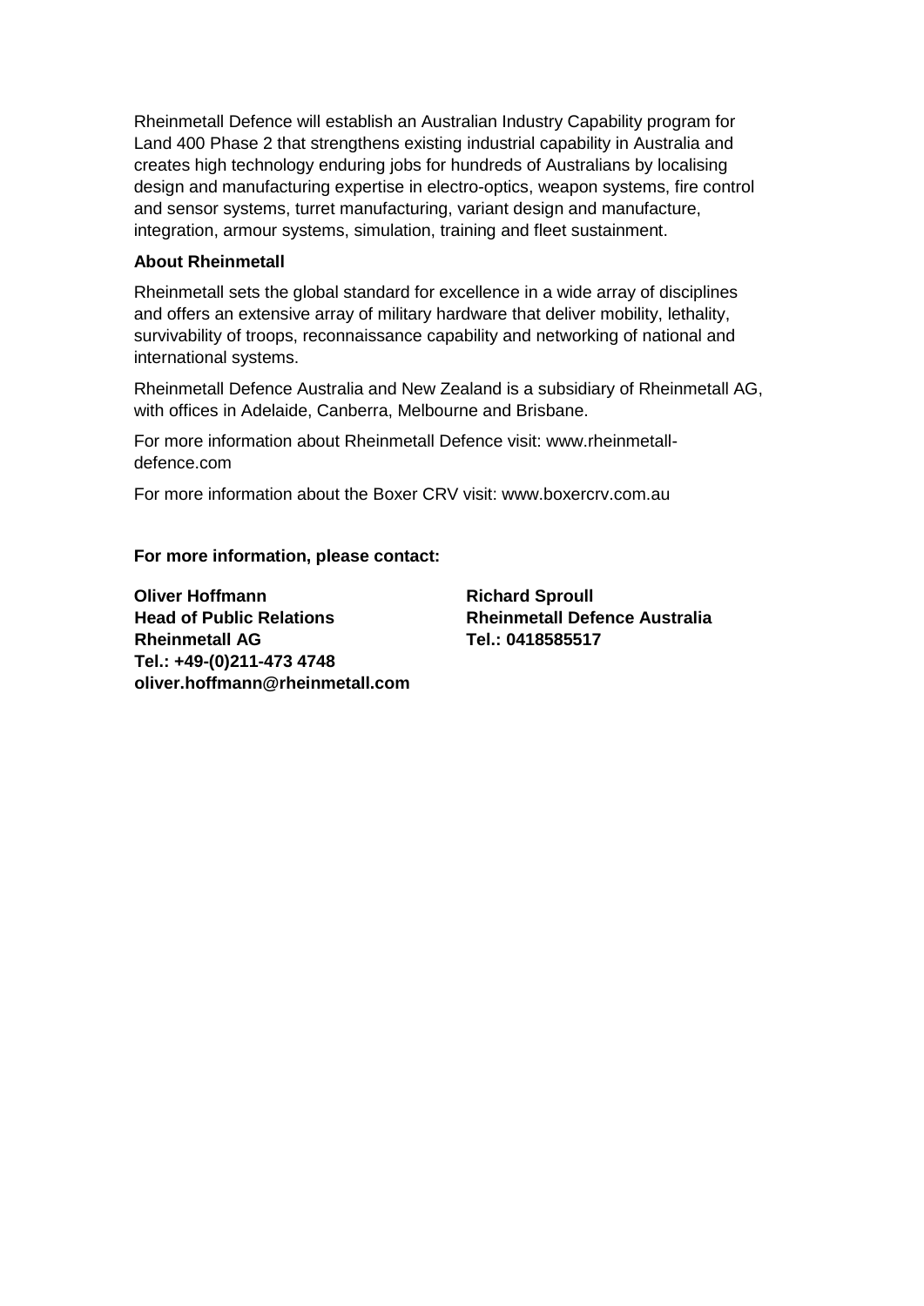Rheinmetall Defence will establish an Australian Industry Capability program for Land 400 Phase 2 that strengthens existing industrial capability in Australia and creates high technology enduring jobs for hundreds of Australians by localising design and manufacturing expertise in electro-optics, weapon systems, fire control and sensor systems, turret manufacturing, variant design and manufacture, integration, armour systems, simulation, training and fleet sustainment.

**About Rheinmetall**

Rheinmetall sets the global standard for excellence in a wide array of disciplines and offers an extensive array of military hardware that deliver mobility, lethality, survivability of troops, reconnaissance capability and networking of national and international systems.

Rheinmetall Defence Australia and New Zealand is a subsidiary of Rheinmetall AG, with offices in Adelaide, Canberra, Melbourne and Brisbane.

For more information about Rheinmetall Defence visit: www.rheinmetall-defence.com

For more information about the Boxer CRV visit: www.boxercrv.com.au

**For more information, please contact:**

**Oliver Hoffmann**
**Head of Public Relations**
**Rheinmetall AG**
**Tel.: +49-(0)211-473 4748**
**oliver.hoffmann@rheinmetall.com**

**Richard Sproull**
**Rheinmetall Defence Australia**
**Tel.: 0418585517**